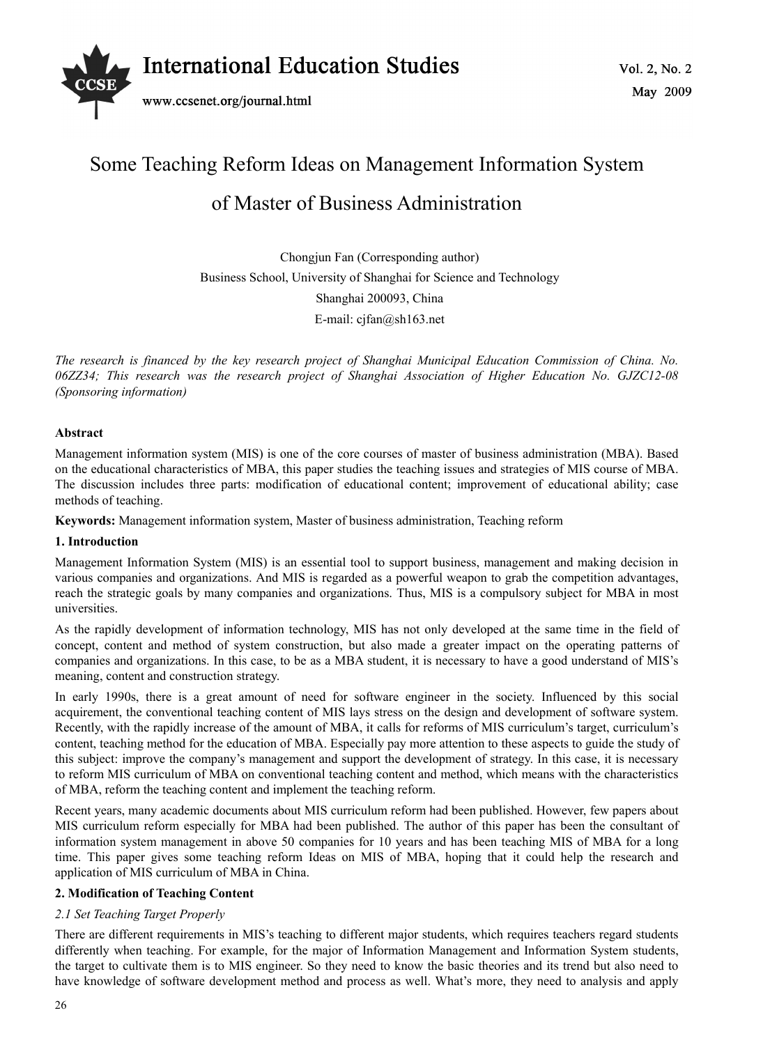# Some Teaching Reform Ideas on Management Information System of Master of Business Administration

Chongjun Fan (Corresponding author)

Business School, University of Shanghai for Science and Technology

Shanghai 200093, China

E-mail: cjfan@sh163.net

*The research is financed by the key research project of Shanghai Municipal Education Commission of China. No. 06ZZ34; This research was the research project of Shanghai Association of Higher Education No. GJZC12-08 (Sponsoring information)*

**Abstract**

Management information system (MIS) is one of the core courses of master of business administration (MBA). Based on the educational characteristics of MBA, this paper studies the teaching issues and strategies of MIS course of MBA. The discussion includes three parts: modification of educational content; improvement of educational ability; case methods of teaching.

**Keywords:** Management information system, Master of business administration, Teaching reform

## 1. Introduction

Management Information System (MIS) is an essential tool to support business, management and making decision in various companies and organizations. And MIS is regarded as a powerful weapon to grab the competition advantages, reach the strategic goals by many companies and organizations. Thus, MIS is a compulsory subject for MBA in most universities.

As the rapidly development of information technology, MIS has not only developed at the same time in the field of concept, content and method of system construction, but also made a greater impact on the operating patterns of companies and organizations. In this case, to be as a MBA student, it is necessary to have a good understand of MIS's meaning, content and construction strategy.

In early 1990s, there is a great amount of need for software engineer in the society. Influenced by this social acquirement, the conventional teaching content of MIS lays stress on the design and development of software system. Recently, with the rapidly increase of the amount of MBA, it calls for reforms of MIS curriculum's target, curriculum's content, teaching method for the education of MBA. Especially pay more attention to these aspects to guide the study of this subject: improve the company's management and support the development of strategy. In this case, it is necessary to reform MIS curriculum of MBA on conventional teaching content and method, which means with the characteristics of MBA, reform the teaching content and implement the teaching reform.

Recent years, many academic documents about MIS curriculum reform had been published. However, few papers about MIS curriculum reform especially for MBA had been published. The author of this paper has been the consultant of information system management in above 50 companies for 10 years and has been teaching MIS of MBA for a long time. This paper gives some teaching reform Ideas on MIS of MBA, hoping that it could help the research and application of MIS curriculum of MBA in China.

## 2. Modification of Teaching Content

### *2.1 Set Teaching Target Properly*

There are different requirements in MIS's teaching to different major students, which requires teachers regard students differently when teaching. For example, for the major of Information Management and Information System students, the target to cultivate them is to MIS engineer. So they need to know the basic theories and its trend but also need to have knowledge of software development method and process as well. What's more, they need to analysis and apply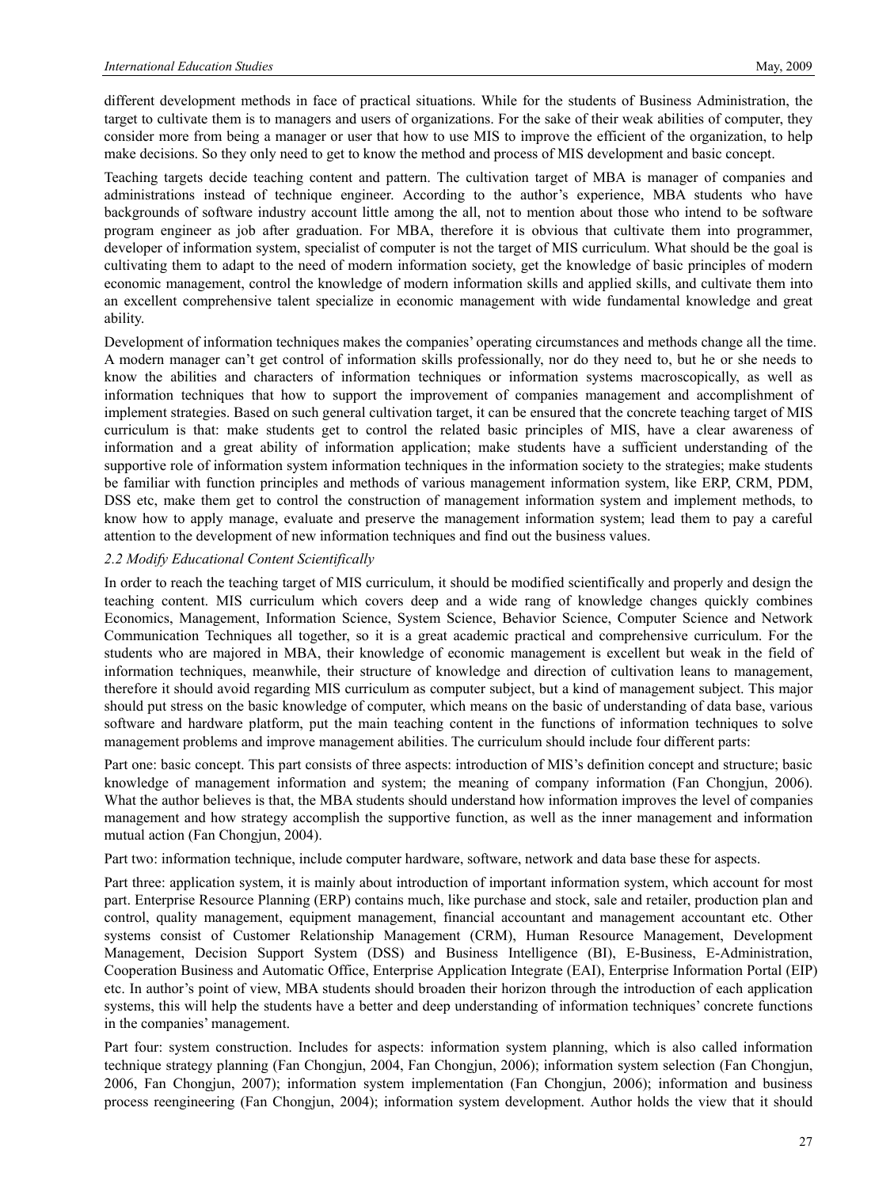different development methods in face of practical situations. While for the students of Business Administration, the target to cultivate them is to managers and users of organizations. For the sake of their weak abilities of computer, they consider more from being a manager or user that how to use MIS to improve the efficient of the organization, to help make decisions. So they only need to get to know the method and process of MIS development and basic concept.

Teaching targets decide teaching content and pattern. The cultivation target of MBA is manager of companies and administrations instead of technique engineer. According to the author's experience, MBA students who have backgrounds of software industry account little among the all, not to mention about those who intend to be software program engineer as job after graduation. For MBA, therefore it is obvious that cultivate them into programmer, developer of information system, specialist of computer is not the target of MIS curriculum. What should be the goal is cultivating them to adapt to the need of modern information society, get the knowledge of basic principles of modern economic management, control the knowledge of modern information skills and applied skills, and cultivate them into an excellent comprehensive talent specialize in economic management with wide fundamental knowledge and great ability.

Development of information techniques makes the companies' operating circumstances and methods change all the time. A modern manager can't get control of information skills professionally, nor do they need to, but he or she needs to know the abilities and characters of information techniques or information systems macroscopically, as well as information techniques that how to support the improvement of companies management and accomplishment of implement strategies. Based on such general cultivation target, it can be ensured that the concrete teaching target of MIS curriculum is that: make students get to control the related basic principles of MIS, have a clear awareness of information and a great ability of information application; make students have a sufficient understanding of the supportive role of information system information techniques in the information society to the strategies; make students be familiar with function principles and methods of various management information system, like ERP, CRM, PDM, DSS etc, make them get to control the construction of management information system and implement methods, to know how to apply manage, evaluate and preserve the management information system; lead them to pay a careful attention to the development of new information techniques and find out the business values.

### *2.2 Modify Educational Content Scientifically*

In order to reach the teaching target of MIS curriculum, it should be modified scientifically and properly and design the teaching content. MIS curriculum which covers deep and a wide rang of knowledge changes quickly combines Economics, Management, Information Science, System Science, Behavior Science, Computer Science and Network Communication Techniques all together, so it is a great academic practical and comprehensive curriculum. For the students who are majored in MBA, their knowledge of economic management is excellent but weak in the field of information techniques, meanwhile, their structure of knowledge and direction of cultivation leans to management, therefore it should avoid regarding MIS curriculum as computer subject, but a kind of management subject. This major should put stress on the basic knowledge of computer, which means on the basic of understanding of data base, various software and hardware platform, put the main teaching content in the functions of information techniques to solve management problems and improve management abilities. The curriculum should include four different parts:

Part one: basic concept. This part consists of three aspects: introduction of MIS's definition concept and structure; basic knowledge of management information and system; the meaning of company information (Fan Chongjun, 2006). What the author believes is that, the MBA students should understand how information improves the level of companies management and how strategy accomplish the supportive function, as well as the inner management and information mutual action (Fan Chongjun, 2004).

Part two: information technique, include computer hardware, software, network and data base these for aspects.

Part three: application system, it is mainly about introduction of important information system, which account for most part. Enterprise Resource Planning (ERP) contains much, like purchase and stock, sale and retailer, production plan and control, quality management, equipment management, financial accountant and management accountant etc. Other systems consist of Customer Relationship Management (CRM), Human Resource Management, Development Management, Decision Support System (DSS) and Business Intelligence (BI), E-Business, E-Administration, Cooperation Business and Automatic Office, Enterprise Application Integrate (EAI), Enterprise Information Portal (EIP) etc. In author's point of view, MBA students should broaden their horizon through the introduction of each application systems, this will help the students have a better and deep understanding of information techniques' concrete functions in the companies' management.

Part four: system construction. Includes for aspects: information system planning, which is also called information technique strategy planning (Fan Chongjun, 2004, Fan Chongjun, 2006); information system selection (Fan Chongjun, 2006, Fan Chongjun, 2007); information system implementation (Fan Chongjun, 2006); information and business process reengineering (Fan Chongjun, 2004); information system development. Author holds the view that it should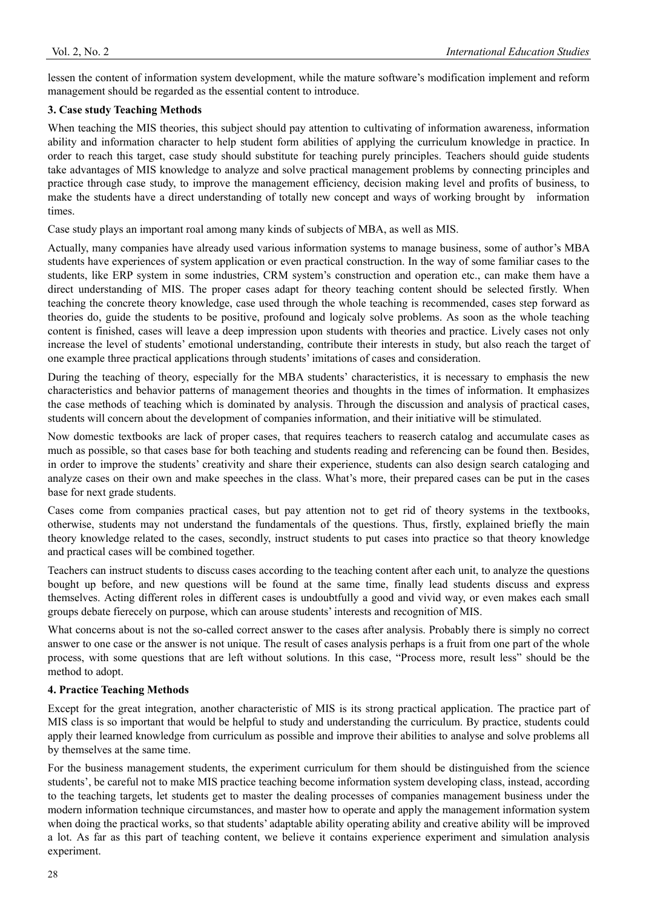lessen the content of information system development, while the mature software's modification implement and reform management should be regarded as the essential content to introduce.

### 3. Case study Teaching Methods

When teaching the MIS theories, this subject should pay attention to cultivating of information awareness, information ability and information character to help student form abilities of applying the curriculum knowledge in practice. In order to reach this target, case study should substitute for teaching purely principles. Teachers should guide students take advantages of MIS knowledge to analyze and solve practical management problems by connecting principles and practice through case study, to improve the management efficiency, decision making level and profits of business, to make the students have a direct understanding of totally new concept and ways of working brought by information times.

Case study plays an important roal among many kinds of subjects of MBA, as well as MIS.

Actually, many companies have already used various information systems to manage business, some of author's MBA students have experiences of system application or even practical construction. In the way of some familiar cases to the students, like ERP system in some industries, CRM system's construction and operation etc., can make them have a direct understanding of MIS. The proper cases adapt for theory teaching content should be selected firstly. When teaching the concrete theory knowledge, case used through the whole teaching is recommended, cases step forward as theories do, guide the students to be positive, profound and logicaly solve problems. As soon as the whole teaching content is finished, cases will leave a deep impression upon students with theories and practice. Lively cases not only increase the level of students' emotional understanding, contribute their interests in study, but also reach the target of one example three practical applications through students' imitations of cases and consideration.

During the teaching of theory, especially for the MBA students' characteristics, it is necessary to emphasis the new characteristics and behavior patterns of management theories and thoughts in the times of information. It emphasizes the case methods of teaching which is dominated by analysis. Through the discussion and analysis of practical cases, students will concern about the development of companies information, and their initiative will be stimulated.

Now domestic textbooks are lack of proper cases, that requires teachers to reaserch catalog and accumulate cases as much as possible, so that cases base for both teaching and students reading and referencing can be found then. Besides, in order to improve the students' creativity and share their experience, students can also design search cataloging and analyze cases on their own and make speeches in the class. What's more, their prepared cases can be put in the cases base for next grade students.

Cases come from companies practical cases, but pay attention not to get rid of theory systems in the textbooks, otherwise, students may not understand the fundamentals of the questions. Thus, firstly, explained briefly the main theory knowledge related to the cases, secondly, instruct students to put cases into practice so that theory knowledge and practical cases will be combined together.

Teachers can instruct students to discuss cases according to the teaching content after each unit, to analyze the questions bought up before, and new questions will be found at the same time, finally lead students discuss and express themselves. Acting different roles in different cases is undoubtfully a good and vivid way, or even makes each small groups debate fierecely on purpose, which can arouse students' interests and recognition of MIS.

What concerns about is not the so-called correct answer to the cases after analysis. Probably there is simply no correct answer to one case or the answer is not unique. The result of cases analysis perhaps is a fruit from one part of the whole process, with some questions that are left without solutions. In this case, "Process more, result less" should be the method to adopt.

### 4. Practice Teaching Methods

Except for the great integration, another characteristic of MIS is its strong practical application. The practice part of MIS class is so important that would be helpful to study and understanding the curriculum. By practice, students could apply their learned knowledge from curriculum as possible and improve their abilities to analyse and solve problems all by themselves at the same time.

For the business management students, the experiment curriculum for them should be distinguished from the science students', be careful not to make MIS practice teaching become information system developing class, instead, according to the teaching targets, let students get to master the dealing processes of companies management business under the modern information technique circumstances, and master how to operate and apply the management information system when doing the practical works, so that students' adaptable ability operating ability and creative ability will be improved a lot. As far as this part of teaching content, we believe it contains experience experiment and simulation analysis experiment.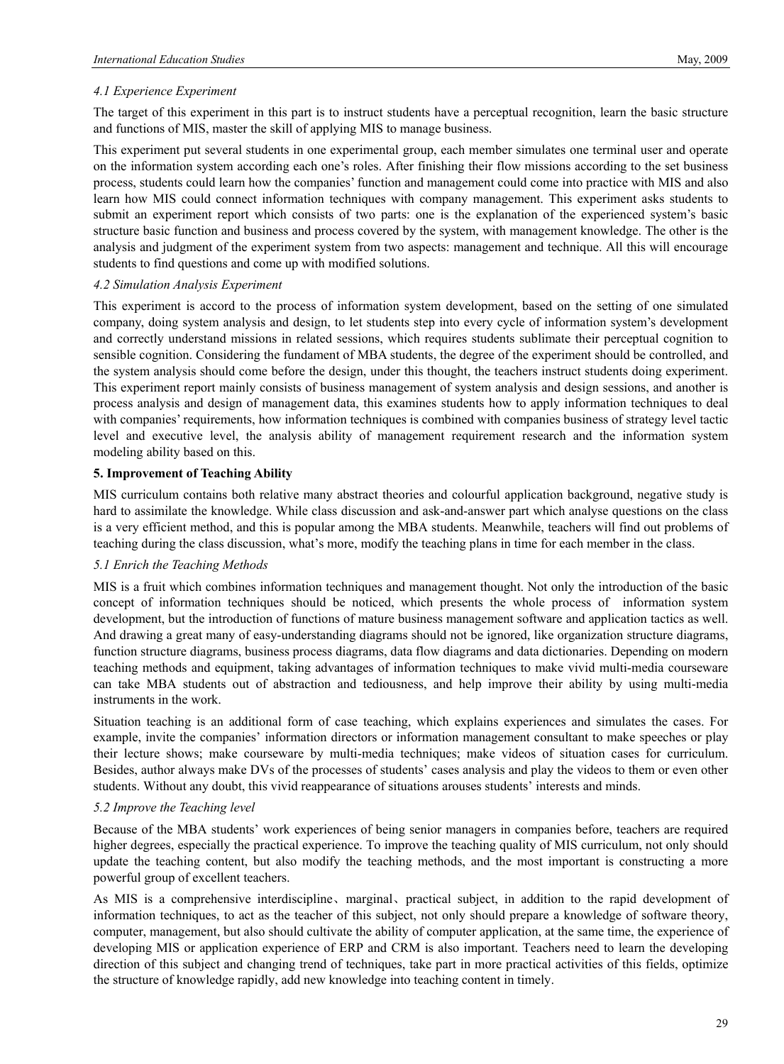### *4.1 Experience Experiment*

The target of this experiment in this part is to instruct students have a perceptual recognition, learn the basic structure and functions of MIS, master the skill of applying MIS to manage business.

This experiment put several students in one experimental group, each member simulates one terminal user and operate on the information system according each one's roles. After finishing their flow missions according to the set business process, students could learn how the companies' function and management could come into practice with MIS and also learn how MIS could connect information techniques with company management. This experiment asks students to submit an experiment report which consists of two parts: one is the explanation of the experienced system's basic structure basic function and business and process covered by the system, with management knowledge. The other is the analysis and judgment of the experiment system from two aspects: management and technique. All this will encourage students to find questions and come up with modified solutions.

### *4.2 Simulation Analysis Experiment*

This experiment is accord to the process of information system development, based on the setting of one simulated company, doing system analysis and design, to let students step into every cycle of information system's development and correctly understand missions in related sessions, which requires students sublimate their perceptual cognition to sensible cognition. Considering the fundament of MBA students, the degree of the experiment should be controlled, and the system analysis should come before the design, under this thought, the teachers instruct students doing experiment. This experiment report mainly consists of business management of system analysis and design sessions, and another is process analysis and design of management data, this examines students how to apply information techniques to deal with companies' requirements, how information techniques is combined with companies business of strategy level tactic level and executive level, the analysis ability of management requirement research and the information system modeling ability based on this.

## **5. Improvement of Teaching Ability**

MIS curriculum contains both relative many abstract theories and colourful application background, negative study is hard to assimilate the knowledge. While class discussion and ask-and-answer part which analyse questions on the class is a very efficient method, and this is popular among the MBA students. Meanwhile, teachers will find out problems of teaching during the class discussion, what's more, modify the teaching plans in time for each member in the class.

### *5.1 Enrich the Teaching Methods*

MIS is a fruit which combines information techniques and management thought. Not only the introduction of the basic concept of information techniques should be noticed, which presents the whole process of information system development, but the introduction of functions of mature business management software and application tactics as well. And drawing a great many of easy-understanding diagrams should not be ignored, like organization structure diagrams, function structure diagrams, business process diagrams, data flow diagrams and data dictionaries. Depending on modern teaching methods and equipment, taking advantages of information techniques to make vivid multi-media courseware can take MBA students out of abstraction and tediousness, and help improve their ability by using multi-media instruments in the work.

Situation teaching is an additional form of case teaching, which explains experiences and simulates the cases. For example, invite the companies' information directors or information management consultant to make speeches or play their lecture shows; make courseware by multi-media techniques; make videos of situation cases for curriculum. Besides, author always make DVs of the processes of students' cases analysis and play the videos to them or even other students. Without any doubt, this vivid reappearance of situations arouses students' interests and minds.

### *5.2 Improve the Teaching level*

Because of the MBA students' work experiences of being senior managers in companies before, teachers are required higher degrees, especially the practical experience. To improve the teaching quality of MIS curriculum, not only should update the teaching content, but also modify the teaching methods, and the most important is constructing a more powerful group of excellent teachers.

As MIS is a comprehensive interdiscipline、marginal、practical subject, in addition to the rapid development of information techniques, to act as the teacher of this subject, not only should prepare a knowledge of software theory, computer, management, but also should cultivate the ability of computer application, at the same time, the experience of developing MIS or application experience of ERP and CRM is also important. Teachers need to learn the developing direction of this subject and changing trend of techniques, take part in more practical activities of this fields, optimize the structure of knowledge rapidly, add new knowledge into teaching content in timely.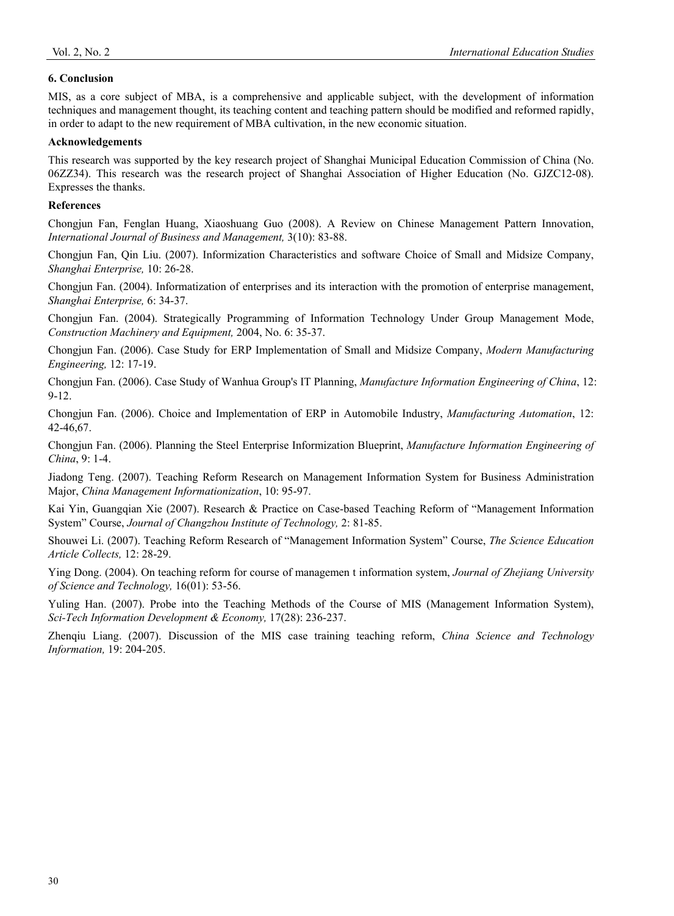## 6. Conclusion

MIS, as a core subject of MBA, is a comprehensive and applicable subject, with the development of information techniques and management thought, its teaching content and teaching pattern should be modified and reformed rapidly, in order to adapt to the new requirement of MBA cultivation, in the new economic situation.

## Acknowledgements

This research was supported by the key research project of Shanghai Municipal Education Commission of China (No. 06ZZ34). This research was the research project of Shanghai Association of Higher Education (No. GJZC12-08). Expresses the thanks.

## References

Chongjun Fan, Fenglan Huang, Xiaoshuang Guo (2008). A Review on Chinese Management Pattern Innovation, *International Journal of Business and Management,* 3(10): 83-88.

Chongjun Fan, Qin Liu. (2007). Informization Characteristics and software Choice of Small and Midsize Company, *Shanghai Enterprise,* 10: 26-28.

Chongjun Fan. (2004). Informatization of enterprises and its interaction with the promotion of enterprise management, *Shanghai Enterprise,* 6: 34-37.

Chongjun Fan. (2004). Strategically Programming of Information Technology Under Group Management Mode, *Construction Machinery and Equipment,* 2004, No. 6: 35-37.

Chongjun Fan. (2006). Case Study for ERP Implementation of Small and Midsize Company, *Modern Manufacturing Engineering,* 12: 17-19.

Chongjun Fan. (2006). Case Study of Wanhua Group's IT Planning, *Manufacture Information Engineering of China*, 12: 9-12.

Chongjun Fan. (2006). Choice and Implementation of ERP in Automobile Industry, *Manufacturing Automation*, 12: 42-46,67.

Chongjun Fan. (2006). Planning the Steel Enterprise Informization Blueprint, *Manufacture Information Engineering of China*, 9: 1-4.

Jiadong Teng. (2007). Teaching Reform Research on Management Information System for Business Administration Major, *China Management Informationization*, 10: 95-97.

Kai Yin, Guangqian Xie (2007). Research & Practice on Case-based Teaching Reform of "Management Information System" Course, *Journal of Changzhou Institute of Technology,* 2: 81-85.

Shouwei Li. (2007). Teaching Reform Research of "Management Information System" Course, *The Science Education Article Collects,* 12: 28-29.

Ying Dong. (2004). On teaching reform for course of managemen t information system, *Journal of Zhejiang University of Science and Technology,* 16(01): 53-56.

Yuling Han. (2007). Probe into the Teaching Methods of the Course of MIS (Management Information System), *Sci-Tech Information Development & Economy,* 17(28): 236-237.

Zhenqiu Liang. (2007). Discussion of the MIS case training teaching reform, *China Science and Technology Information,* 19: 204-205.